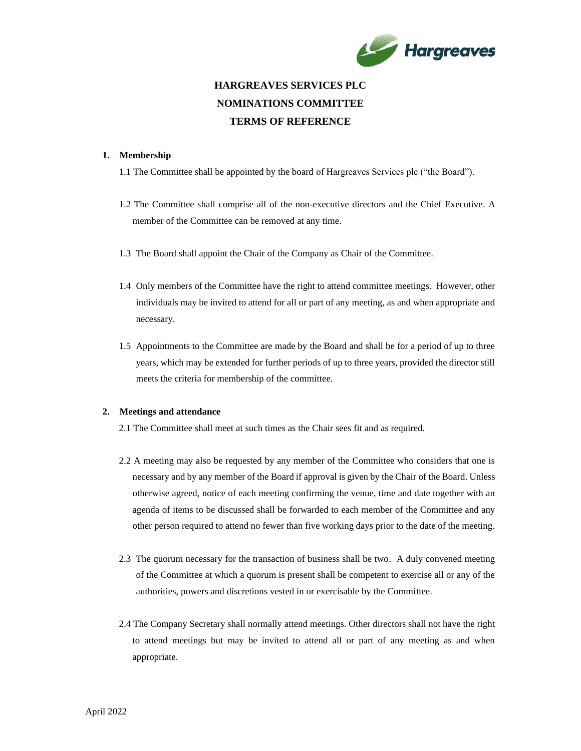# HARGREAVES SERVICES PLC
# NOMINATIONS COMMITTEE
# TERMS OF REFERENCE

## 1. Membership

1.1 The Committee shall be appointed by the board of Hargreaves Services plc ("the Board").

1.2 The Committee shall comprise all of the non-executive directors and the Chief Executive. A member of the Committee can be removed at any time.

1.3 The Board shall appoint the Chair of the Company as Chair of the Committee.

1.4 Only members of the Committee have the right to attend committee meetings. However, other individuals may be invited to attend for all or part of any meeting, as and when appropriate and necessary.

1.5 Appointments to the Committee are made by the Board and shall be for a period of up to three years, which may be extended for further periods of up to three years, provided the director still meets the criteria for membership of the committee.

## 2. Meetings and attendance

2.1 The Committee shall meet at such times as the Chair sees fit and as required.

2.2 A meeting may also be requested by any member of the Committee who considers that one is necessary and by any member of the Board if approval is given by the Chair of the Board. Unless otherwise agreed, notice of each meeting confirming the venue, time and date together with an agenda of items to be discussed shall be forwarded to each member of the Committee and any other person required to attend no fewer than five working days prior to the date of the meeting.

2.3 The quorum necessary for the transaction of business shall be two. A duly convened meeting of the Committee at which a quorum is present shall be competent to exercise all or any of the authorities, powers and discretions vested in or exercisable by the Committee.

2.4 The Company Secretary shall normally attend meetings. Other directors shall not have the right to attend meetings but may be invited to attend all or part of any meeting as and when appropriate.

April 2022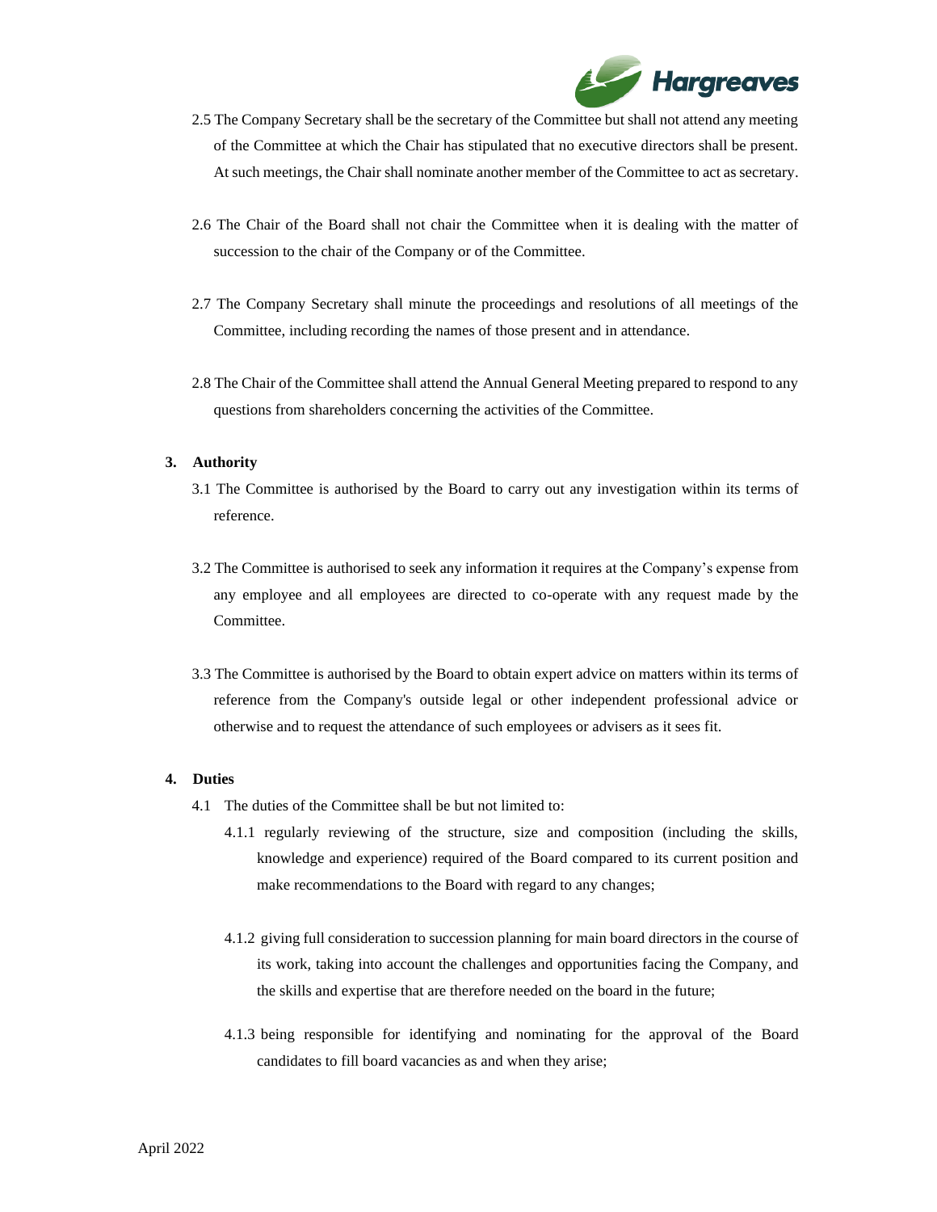2.5 The Company Secretary shall be the secretary of the Committee but shall not attend any meeting of the Committee at which the Chair has stipulated that no executive directors shall be present. At such meetings, the Chair shall nominate another member of the Committee to act as secretary.

2.6 The Chair of the Board shall not chair the Committee when it is dealing with the matter of succession to the chair of the Company or of the Committee.

2.7 The Company Secretary shall minute the proceedings and resolutions of all meetings of the Committee, including recording the names of those present and in attendance.

2.8 The Chair of the Committee shall attend the Annual General Meeting prepared to respond to any questions from shareholders concerning the activities of the Committee.

**3. Authority**

3.1 The Committee is authorised by the Board to carry out any investigation within its terms of reference.

3.2 The Committee is authorised to seek any information it requires at the Company's expense from any employee and all employees are directed to co-operate with any request made by the Committee.

3.3 The Committee is authorised by the Board to obtain expert advice on matters within its terms of reference from the Company's outside legal or other independent professional advice or otherwise and to request the attendance of such employees or advisers as it sees fit.

**4. Duties**

4.1 The duties of the Committee shall be but not limited to:

4.1.1 regularly reviewing of the structure, size and composition (including the skills, knowledge and experience) required of the Board compared to its current position and make recommendations to the Board with regard to any changes;

4.1.2 giving full consideration to succession planning for main board directors in the course of its work, taking into account the challenges and opportunities facing the Company, and the skills and expertise that are therefore needed on the board in the future;

4.1.3 being responsible for identifying and nominating for the approval of the Board candidates to fill board vacancies as and when they arise;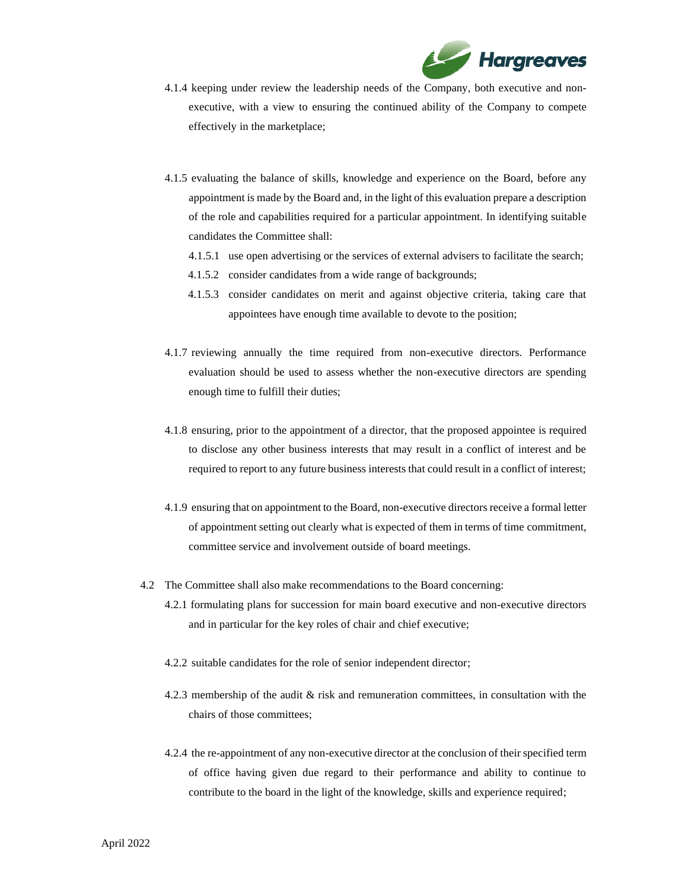4.1.4 keeping under review the leadership needs of the Company, both executive and non-executive, with a view to ensuring the continued ability of the Company to compete effectively in the marketplace;

4.1.5 evaluating the balance of skills, knowledge and experience on the Board, before any appointment is made by the Board and, in the light of this evaluation prepare a description of the role and capabilities required for a particular appointment. In identifying suitable candidates the Committee shall:

4.1.5.1 use open advertising or the services of external advisers to facilitate the search;

4.1.5.2 consider candidates from a wide range of backgrounds;

4.1.5.3 consider candidates on merit and against objective criteria, taking care that appointees have enough time available to devote to the position;

4.1.7 reviewing annually the time required from non-executive directors. Performance evaluation should be used to assess whether the non-executive directors are spending enough time to fulfill their duties;

4.1.8 ensuring, prior to the appointment of a director, that the proposed appointee is required to disclose any other business interests that may result in a conflict of interest and be required to report to any future business interests that could result in a conflict of interest;

4.1.9 ensuring that on appointment to the Board, non-executive directors receive a formal letter of appointment setting out clearly what is expected of them in terms of time commitment, committee service and involvement outside of board meetings.

4.2 The Committee shall also make recommendations to the Board concerning:

4.2.1 formulating plans for succession for main board executive and non-executive directors and in particular for the key roles of chair and chief executive;

4.2.2 suitable candidates for the role of senior independent director;

4.2.3 membership of the audit & risk and remuneration committees, in consultation with the chairs of those committees;

4.2.4 the re-appointment of any non-executive director at the conclusion of their specified term of office having given due regard to their performance and ability to continue to contribute to the board in the light of the knowledge, skills and experience required;

April 2022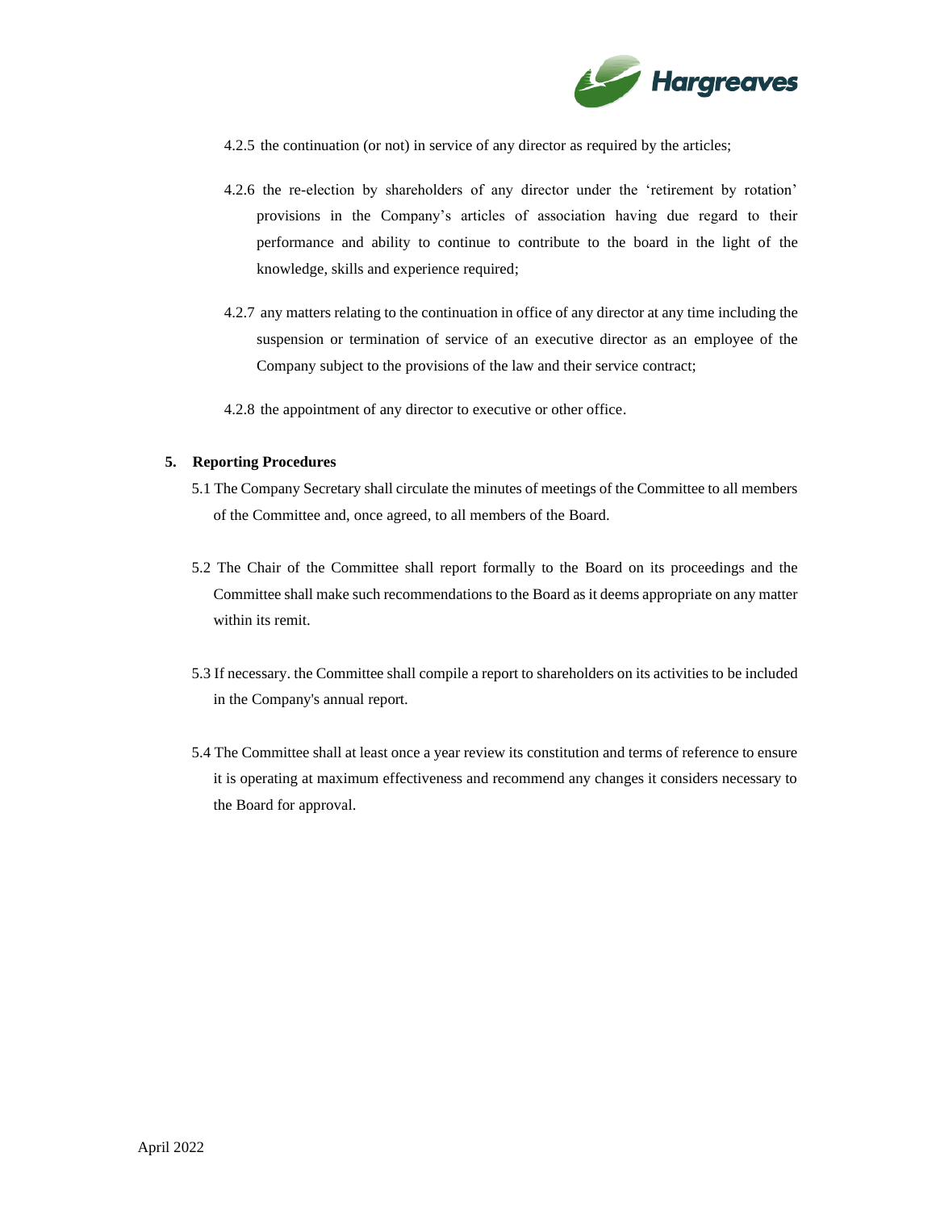4.2.5 the continuation (or not) in service of any director as required by the articles;

4.2.6 the re-election by shareholders of any director under the 'retirement by rotation' provisions in the Company's articles of association having due regard to their performance and ability to continue to contribute to the board in the light of the knowledge, skills and experience required;

4.2.7 any matters relating to the continuation in office of any director at any time including the suspension or termination of service of an executive director as an employee of the Company subject to the provisions of the law and their service contract;

4.2.8 the appointment of any director to executive or other office.

**5. Reporting Procedures**

5.1 The Company Secretary shall circulate the minutes of meetings of the Committee to all members of the Committee and, once agreed, to all members of the Board.

5.2 The Chair of the Committee shall report formally to the Board on its proceedings and the Committee shall make such recommendations to the Board as it deems appropriate on any matter within its remit.

5.3 If necessary. the Committee shall compile a report to shareholders on its activities to be included in the Company's annual report.

5.4 The Committee shall at least once a year review its constitution and terms of reference to ensure it is operating at maximum effectiveness and recommend any changes it considers necessary to the Board for approval.

April 2022